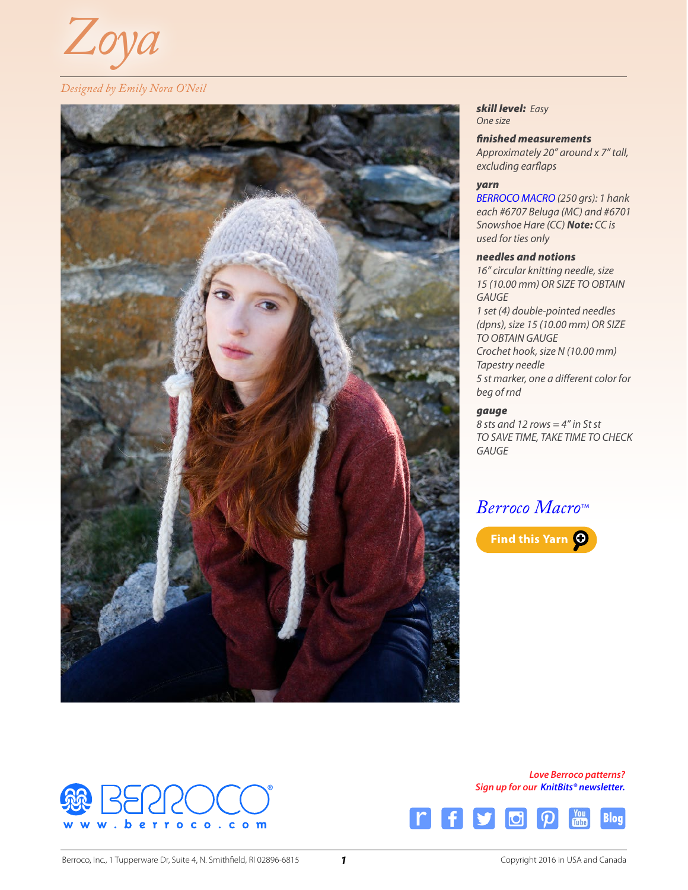# Zoya

*Designed by Emily Nora O'Neil*

***skill level:*** *Easy*
*One size*

***finished measurements***
*Approximately 20" around x 7" tall, excluding earflaps*

***yarn***
*BERROCO MACRO (250 grs): 1 hank each #6707 Beluga (MC) and #6701 Snowshoe Hare (CC)* ***Note:*** *CC is used for ties only*

***needles and notions***
*16" circular knitting needle, size 15 (10.00 mm) OR SIZE TO OBTAIN GAUGE*
*1 set (4) double-pointed needles (dpns), size 15 (10.00 mm) OR SIZE TO OBTAIN GAUGE*
*Crochet hook, size N (10.00 mm)*
*Tapestry needle*
*5 st marker, one a different color for beg of rnd*

***gauge***
*8 sts and 12 rows = 4" in St st*
*TO SAVE TIME, TAKE TIME TO CHECK GAUGE*

*Berroco Macro™*

Find this Yarn

*Love Berroco patterns?*
*Sign up for our* ***KnitBits®*** *newsletter.*

www.berroco.com

Berroco, Inc., 1 Tupperware Dr, Suite 4, N. Smithfield, RI 02896-6815

Copyright 2016 in USA and Canada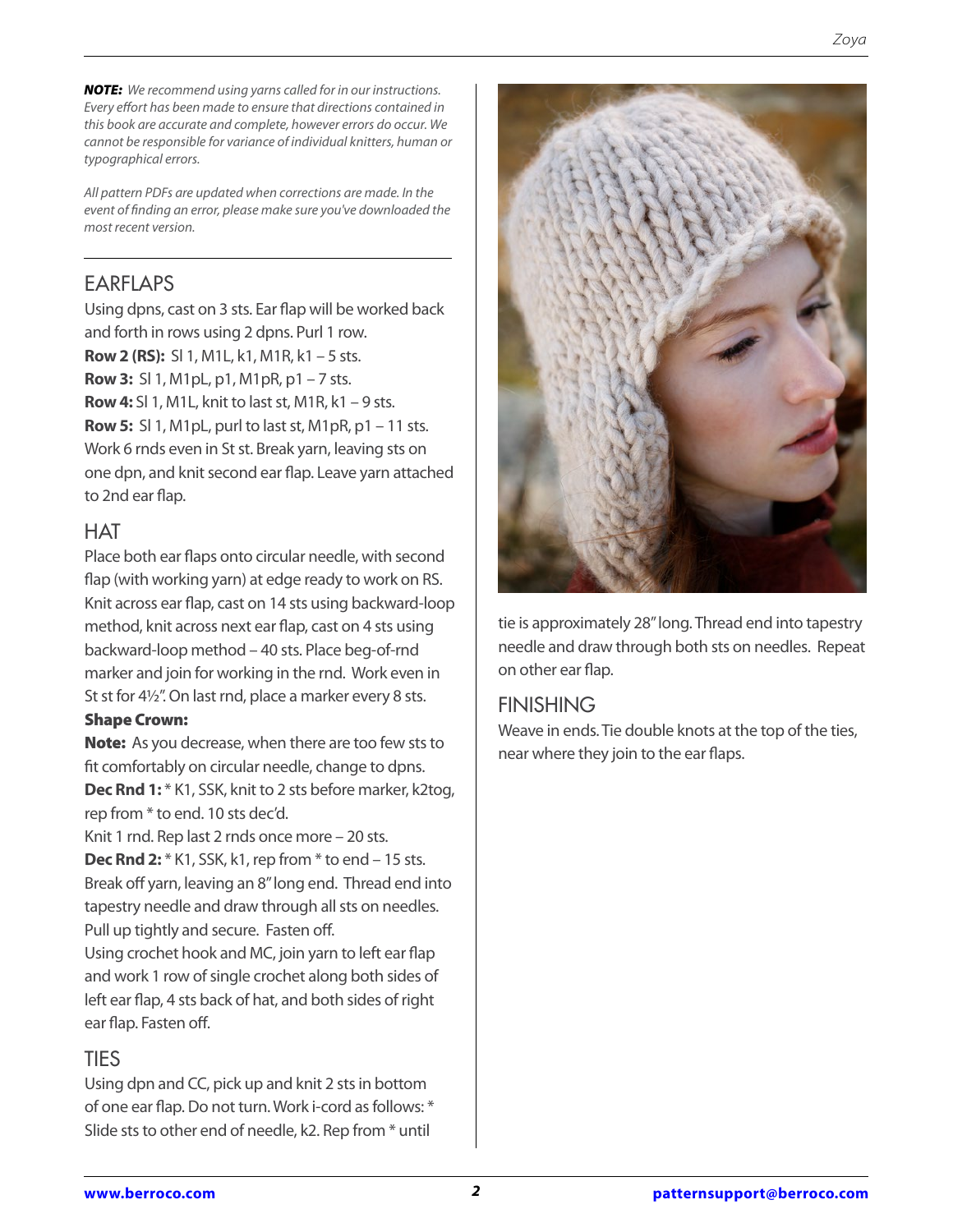***NOTE:*** *We recommend using yarns called for in our instructions. Every effort has been made to ensure that directions contained in this book are accurate and complete, however errors do occur. We cannot be responsible for variance of individual knitters, human or typographical errors.*

*All pattern PDFs are updated when corrections are made. In the event of finding an error, please make sure you've downloaded the most recent version.*

## EARFLAPS

Using dpns, cast on 3 sts. Ear flap will be worked back and forth in rows using 2 dpns. Purl 1 row.

**Row 2 (RS):** Sl 1, M1L, k1, M1R, k1 – 5 sts.

**Row 3:** Sl 1, M1pL, p1, M1pR, p1 – 7 sts.

**Row 4:** Sl 1, M1L, knit to last st, M1R, k1 – 9 sts.

**Row 5:** Sl 1, M1pL, purl to last st, M1pR, p1 – 11 sts.

Work 6 rnds even in St st. Break yarn, leaving sts on one dpn, and knit second ear flap. Leave yarn attached to 2nd ear flap.

## HAT

Place both ear flaps onto circular needle, with second flap (with working yarn) at edge ready to work on RS. Knit across ear flap, cast on 14 sts using backward-loop method, knit across next ear flap, cast on 4 sts using backward-loop method – 40 sts. Place beg-of-rnd marker and join for working in the rnd. Work even in St st for 4½". On last rnd, place a marker every 8 sts.

**Shape Crown:**

**Note:** As you decrease, when there are too few sts to fit comfortably on circular needle, change to dpns.

**Dec Rnd 1:** * K1, SSK, knit to 2 sts before marker, k2tog, rep from * to end. 10 sts dec'd.

Knit 1 rnd. Rep last 2 rnds once more – 20 sts.

**Dec Rnd 2:** * K1, SSK, k1, rep from * to end – 15 sts.

Break off yarn, leaving an 8" long end. Thread end into tapestry needle and draw through all sts on needles. Pull up tightly and secure. Fasten off.

Using crochet hook and MC, join yarn to left ear flap and work 1 row of single crochet along both sides of left ear flap, 4 sts back of hat, and both sides of right ear flap. Fasten off.

## TIES

Using dpn and CC, pick up and knit 2 sts in bottom of one ear flap. Do not turn. Work i-cord as follows: * Slide sts to other end of needle, k2. Rep from * until tie is approximately 28" long. Thread end into tapestry needle and draw through both sts on needles. Repeat on other ear flap.

## FINISHING

Weave in ends. Tie double knots at the top of the ties, near where they join to the ear flaps.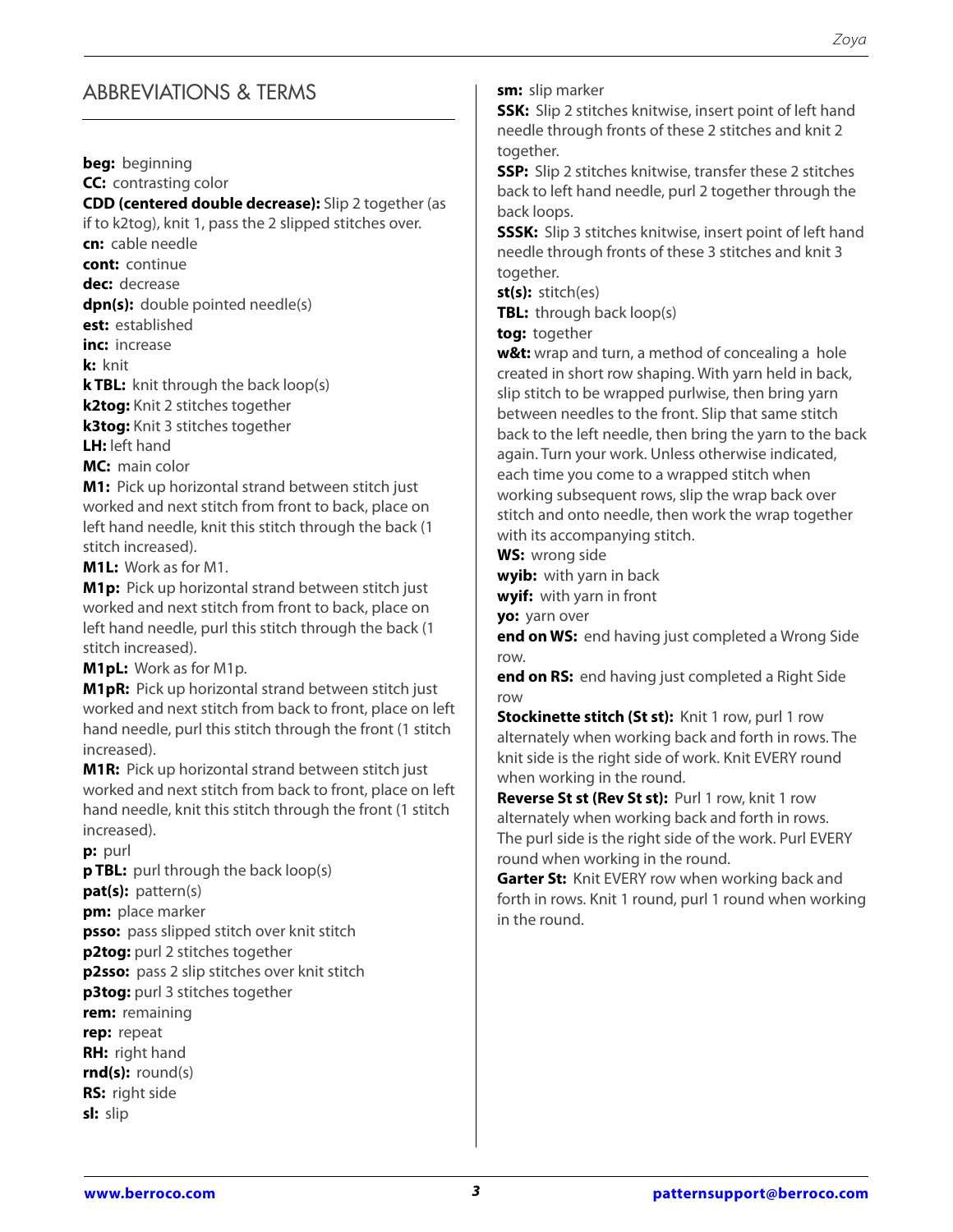## ABBREVIATIONS & TERMS

**beg:** beginning
**CC:** contrasting color
**CDD (centered double decrease):** Slip 2 together (as if to k2tog), knit 1, pass the 2 slipped stitches over.
**cn:** cable needle
**cont:** continue
**dec:** decrease
**dpn(s):** double pointed needle(s)
**est:** established
**inc:** increase
**k:** knit
**k TBL:** knit through the back loop(s)
**k2tog:** Knit 2 stitches together
**k3tog:** Knit 3 stitches together
**LH:** left hand
**MC:** main color
**M1:** Pick up horizontal strand between stitch just worked and next stitch from front to back, place on left hand needle, knit this stitch through the back (1 stitch increased).
**M1L:** Work as for M1.
**M1p:** Pick up horizontal strand between stitch just worked and next stitch from front to back, place on left hand needle, purl this stitch through the back (1 stitch increased).
**M1pL:** Work as for M1p.
**M1pR:** Pick up horizontal strand between stitch just worked and next stitch from back to front, place on left hand needle, purl this stitch through the front (1 stitch increased).
**M1R:** Pick up horizontal strand between stitch just worked and next stitch from back to front, place on left hand needle, knit this stitch through the front (1 stitch increased).
**p:** purl
**p TBL:** purl through the back loop(s)
**pat(s):** pattern(s)
**pm:** place marker
**psso:** pass slipped stitch over knit stitch
**p2tog:** purl 2 stitches together
**p2sso:** pass 2 slip stitches over knit stitch
**p3tog:** purl 3 stitches together
**rem:** remaining
**rep:** repeat
**RH:** right hand
**rnd(s):** round(s)
**RS:** right side
**sl:** slip
**sm:** slip marker
**SSK:** Slip 2 stitches knitwise, insert point of left hand needle through fronts of these 2 stitches and knit 2 together.
**SSP:** Slip 2 stitches knitwise, transfer these 2 stitches back to left hand needle, purl 2 together through the back loops.
**SSSK:** Slip 3 stitches knitwise, insert point of left hand needle through fronts of these 3 stitches and knit 3 together.
**st(s):** stitch(es)
**TBL:** through back loop(s)
**tog:** together
**w&t:** wrap and turn, a method of concealing a hole created in short row shaping. With yarn held in back, slip stitch to be wrapped purlwise, then bring yarn between needles to the front. Slip that same stitch back to the left needle, then bring the yarn to the back again. Turn your work. Unless otherwise indicated, each time you come to a wrapped stitch when working subsequent rows, slip the wrap back over stitch and onto needle, then work the wrap together with its accompanying stitch.
**WS:** wrong side
**wyib:** with yarn in back
**wyif:** with yarn in front
**yo:** yarn over
**end on WS:** end having just completed a Wrong Side row.
**end on RS:** end having just completed a Right Side row
**Stockinette stitch (St st):** Knit 1 row, purl 1 row alternately when working back and forth in rows. The knit side is the right side of work. Knit EVERY round when working in the round.
**Reverse St st (Rev St st):** Purl 1 row, knit 1 row alternately when working back and forth in rows. The purl side is the right side of the work. Purl EVERY round when working in the round.
**Garter St:** Knit EVERY row when working back and forth in rows. Knit 1 round, purl 1 round when working in the round.